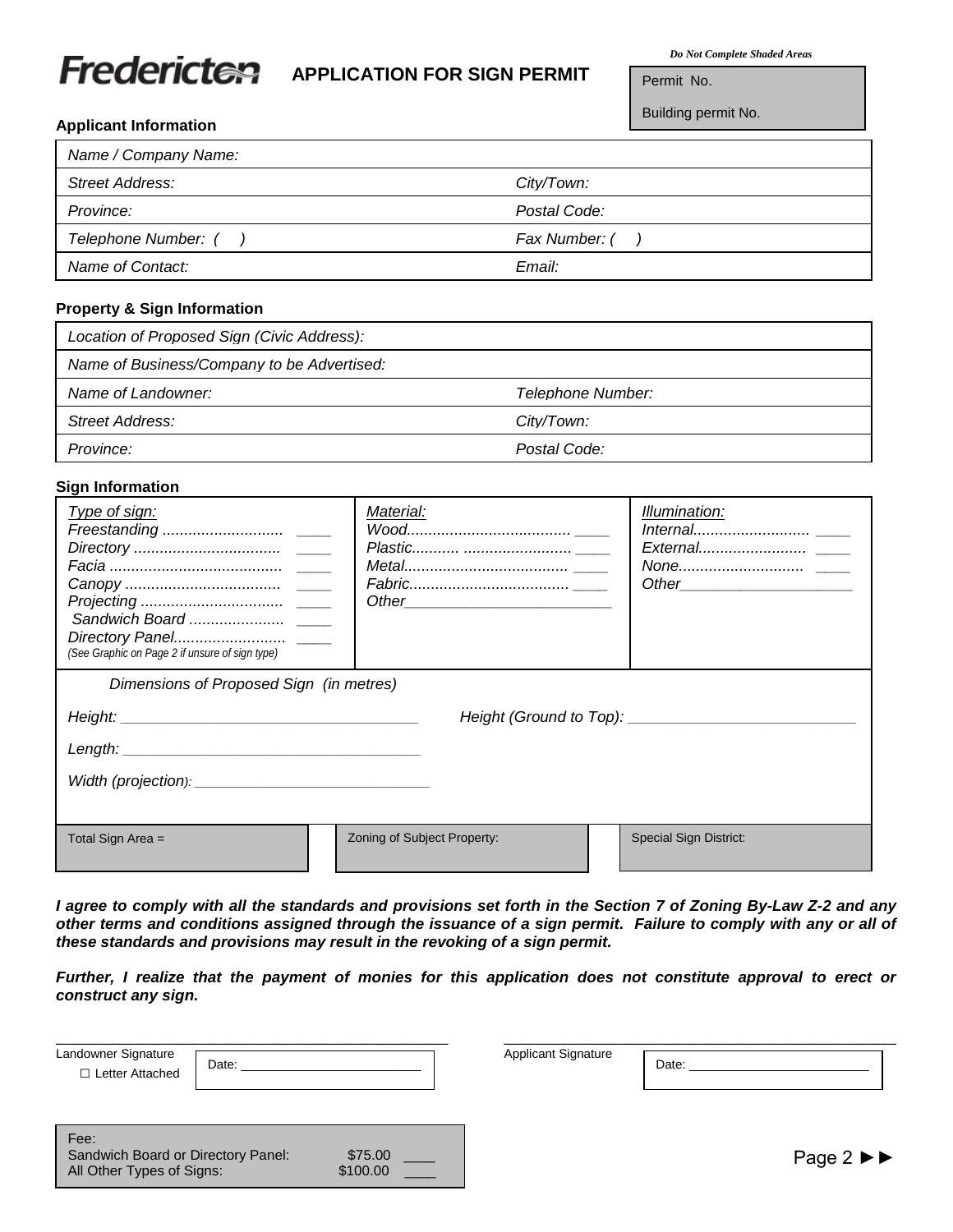Fredericton

# APPLICATION FOR SIGN PERMIT

*Do Not Complete Shaded Areas*

| Permit No. |
|---|
| Building permit No. |

### Applicant Information

| | |
|---|---|
| *Name / Company Name:* | |
| *Street Address:* | *City/Town:* |
| *Province:* | *Postal Code:* |
| *Telephone Number: (    )* | *Fax Number: (    )* |
| *Name of Contact:* | *Email:* |

### Property & Sign Information

| | |
|---|---|
| *Location of Proposed Sign (Civic Address):* | |
| *Name of Business/Company to be Advertised:* | |
| *Name of Landowner:* | *Telephone Number:* |
| *Street Address:* | *City/Town:* |
| *Province:* | *Postal Code:* |

### Sign Information

| *Type of sign:* | *Material:* | *Illumination:* |
|---|---|---|
| *Freestanding* ............................ ____ | *Wood*...................................... ____ | *Internal*.......................... ____ |
| *Directory* .................................. ____ | *Plastic*........... ......................... ____ | *External*........................ ____ |
| *Facia* ........................................ ____ | *Metal*...................................... ____ | *None*............................ ____ |
| *Canopy* .................................... ____ | *Fabric*..................................... ____ | *Other*____________________ |
| *Projecting* ................................. ____ | *Other*________________________ | |
| *Sandwich Board* ...................... ____ | | |
| *Directory Panel*.......................... ____ | | |
| *(See Graphic on Page 2 if unsure of sign type)* | | |

*Dimensions of Proposed Sign (in metres)*

*Height:* ___________________________________ *Height (Ground to Top):* ___________________________

*Length:* ___________________________________

*Width (projection):* ____________________________

| Total Sign Area = | Zoning of Subject Property: | Special Sign District: |
|---|---|---|

***I agree to comply with all the standards and provisions set forth in the Section 7 of Zoning By-Law Z-2 and any other terms and conditions assigned through the issuance of a sign permit. Failure to comply with any or all of these standards and provisions may result in the revoking of a sign permit.***

***Further, I realize that the payment of monies for this application does not constitute approval to erect or construct any sign.***

_____________________________________
Landowner Signature
☐ Letter Attached

Date: _________________________

_____________________________________
Applicant Signature

Date: _________________________

| Fee: | | |
|---|---|---|
| Sandwich Board or Directory Panel: | $75.00 | ____ |
| All Other Types of Signs: | $100.00 | ____ |

Page 2 ►►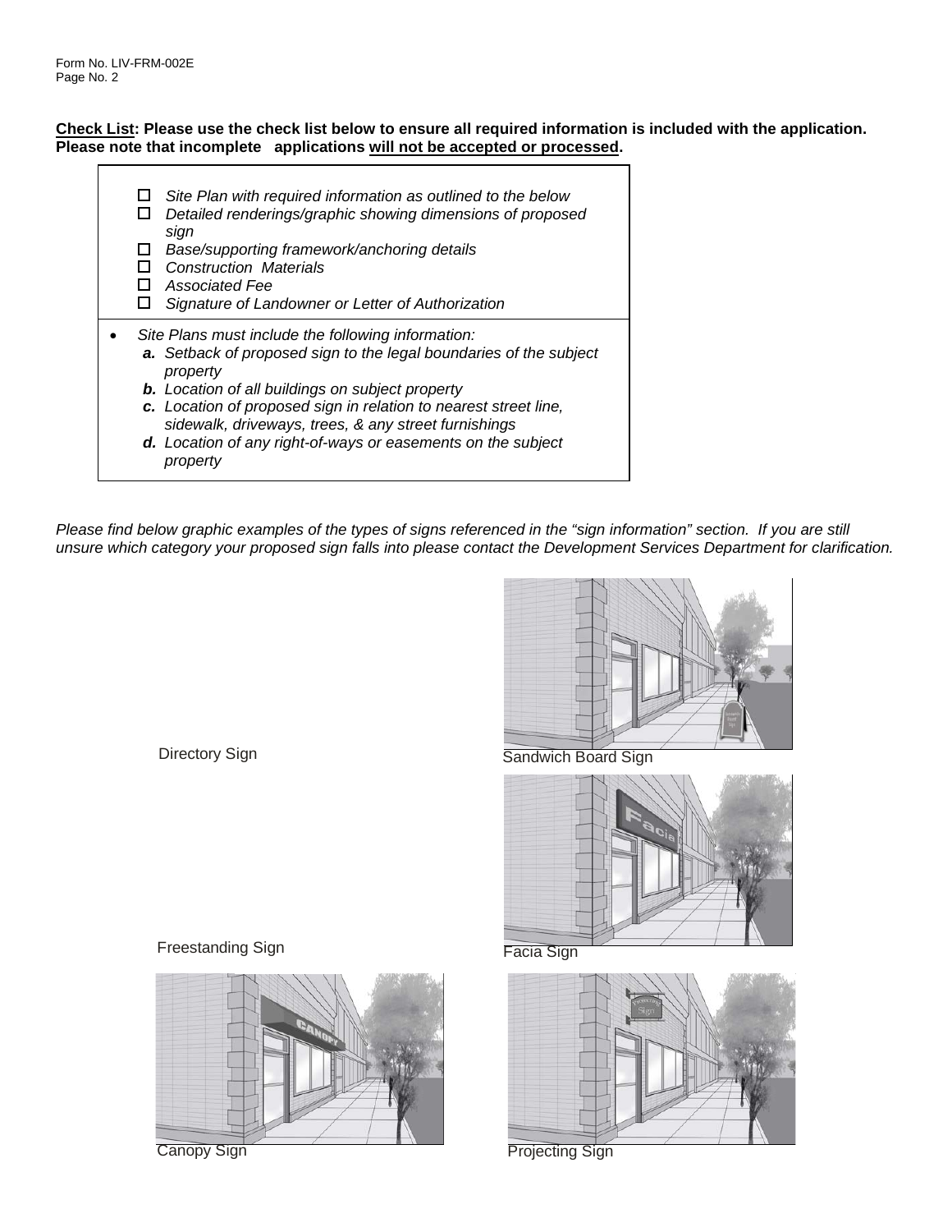Form No. LIV-FRM-002E
Page No. 2

**Check List: Please use the check list below to ensure all required information is included with the application. Please note that incomplete applications will not be accepted or processed.**

- ☐ *Site Plan with required information as outlined to the below*
- ☐ *Detailed renderings/graphic showing dimensions of proposed sign*
- ☐ *Base/supporting framework/anchoring details*
- ☐ *Construction Materials*
- ☐ *Associated Fee*
- ☐ *Signature of Landowner or Letter of Authorization*

- *Site Plans must include the following information:*
  - ***a.*** *Setback of proposed sign to the legal boundaries of the subject property*
  - ***b.*** *Location of all buildings on subject property*
  - ***c.*** *Location of proposed sign in relation to nearest street line, sidewalk, driveways, trees, & any street furnishings*
  - ***d.*** *Location of any right-of-ways or easements on the subject property*

*Please find below graphic examples of the types of signs referenced in the "sign information" section. If you are still unsure which category your proposed sign falls into please contact the Development Services Department for clarification.*

Directory Sign

Sandwich Board Sign

Freestanding Sign

Facia Sign

Canopy Sign

Projecting Sign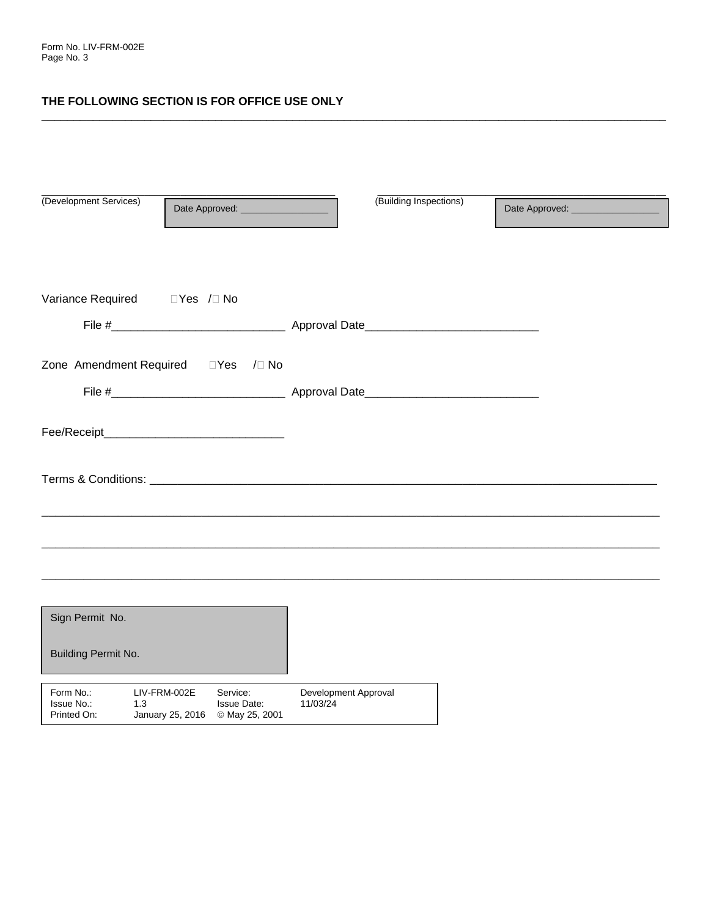**THE FOLLOWING SECTION IS FOR OFFICE USE ONLY**

---

(Development Services) Date Approved: ________________

(Building Inspections) Date Approved: ________________

Variance Required ☐Yes / ☐ No

File #__________________________ Approval Date__________________________

Zone Amendment Required ☐Yes / ☐ No

File #__________________________ Approval Date__________________________

Fee/Receipt___________________________

Terms & Conditions: ______________________________________________________________________________

______________________________________________________________________________

______________________________________________________________________________

______________________________________________________________________________

Sign Permit No.

Building Permit No.

| | | | |
|---|---|---|---|
| Form No.: | LIV-FRM-002E | Service: | Development Approval |
| Issue No.: | 1.3 | Issue Date: | 11/03/24 |
| Printed On: | January 25, 2016 | © May 25, 2001 | |